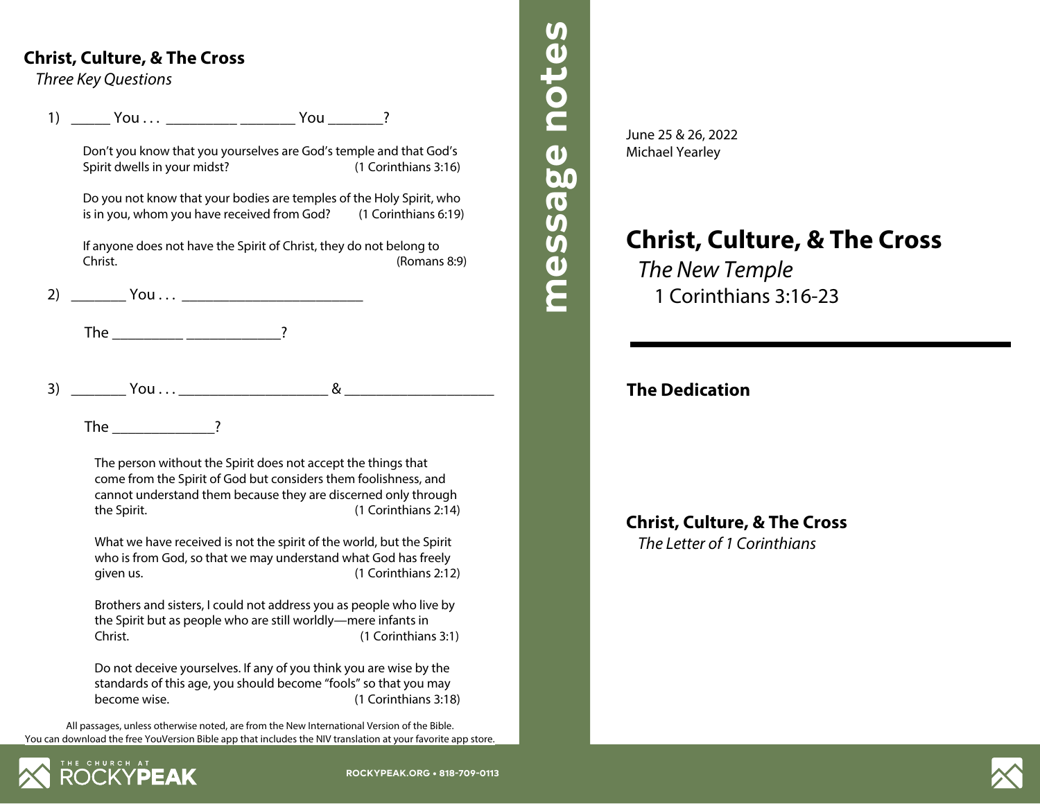## Christ, Culture, & The Cross

*Three Key Questions*

1) _____ You . . . _________ _______ You _______?

   Don't you know that you yourselves are God's temple and that God's Spirit dwells in your midst? (1 Corinthians 3:16)

   Do you not know that your bodies are temples of the Holy Spirit, who is in you, whom you have received from God? (1 Corinthians 6:19)

   If anyone does not have the Spirit of Christ, they do not belong to Christ. (Romans 8:9)

2) _______ You . . . _______________________

   The _________ ____________?

3) _______ You . . . ___________________ & ___________________

   The _____________?

   The person without the Spirit does not accept the things that come from the Spirit of God but considers them foolishness, and cannot understand them because they are discerned only through the Spirit. (1 Corinthians 2:14)

   What we have received is not the spirit of the world, but the Spirit who is from God, so that we may understand what God has freely given us. (1 Corinthians 2:12)

   Brothers and sisters, I could not address you as people who live by the Spirit but as people who are still worldly—mere infants in Christ. (1 Corinthians 3:1)

   Do not deceive yourselves. If any of you think you are wise by the standards of this age, you should become "fools" so that you may become wise. (1 Corinthians 3:18)

All passages, unless otherwise noted, are from the New International Version of the Bible.
You can download the free YouVersion Bible app that includes the NIV translation at your favorite app store.

THE CHURCH AT ROCKYPEAK

ROCKYPEAK.ORG • 818-709-0113

message notes

June 25 & 26, 2022
Michael Yearley

# Christ, Culture, & The Cross

*The New Temple*

1 Corinthians 3:16-23

## The Dedication

## Christ, Culture, & The Cross

*The Letter of 1 Corinthians*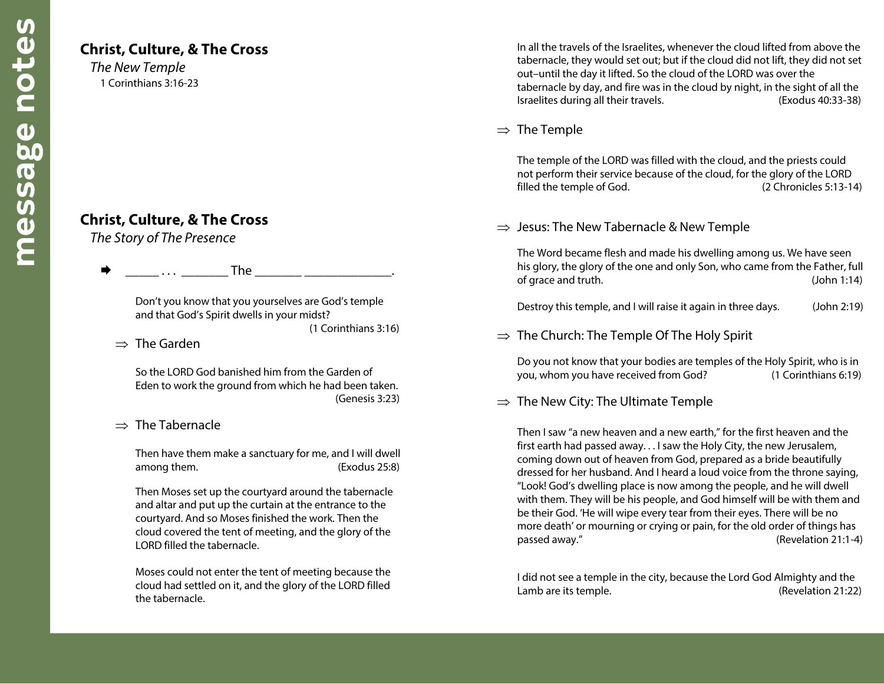**Christ, Culture, & The Cross**

*The New Temple*

1 Corinthians 3:16-23

**Christ, Culture, & The Cross**

*The Story of The Presence*

- _____ . . . _______ The _______ _____________.

Don't you know that you yourselves are God's temple and that God's Spirit dwells in your midst? (1 Corinthians 3:16)

⇒ The Garden

So the LORD God banished him from the Garden of Eden to work the ground from which he had been taken. (Genesis 3:23)

⇒ The Tabernacle

Then have them make a sanctuary for me, and I will dwell among them. (Exodus 25:8)

Then Moses set up the courtyard around the tabernacle and altar and put up the curtain at the entrance to the courtyard. And so Moses finished the work. Then the cloud covered the tent of meeting, and the glory of the LORD filled the tabernacle.

Moses could not enter the tent of meeting because the cloud had settled on it, and the glory of the LORD filled the tabernacle.

In all the travels of the Israelites, whenever the cloud lifted from above the tabernacle, they would set out; but if the cloud did not lift, they did not set out–until the day it lifted. So the cloud of the LORD was over the tabernacle by day, and fire was in the cloud by night, in the sight of all the Israelites during all their travels. (Exodus 40:33-38)

⇒ The Temple

The temple of the LORD was filled with the cloud, and the priests could not perform their service because of the cloud, for the glory of the LORD filled the temple of God. (2 Chronicles 5:13-14)

⇒ Jesus: The New Tabernacle & New Temple

The Word became flesh and made his dwelling among us. We have seen his glory, the glory of the one and only Son, who came from the Father, full of grace and truth. (John 1:14)

Destroy this temple, and I will raise it again in three days. (John 2:19)

⇒ The Church: The Temple Of The Holy Spirit

Do you not know that your bodies are temples of the Holy Spirit, who is in you, whom you have received from God? (1 Corinthians 6:19)

⇒ The New City: The Ultimate Temple

Then I saw "a new heaven and a new earth," for the first heaven and the first earth had passed away. . . I saw the Holy City, the new Jerusalem, coming down out of heaven from God, prepared as a bride beautifully dressed for her husband. And I heard a loud voice from the throne saying, "Look! God's dwelling place is now among the people, and he will dwell with them. They will be his people, and God himself will be with them and be their God. 'He will wipe every tear from their eyes. There will be no more death' or mourning or crying or pain, for the old order of things has passed away." (Revelation 21:1-4)

I did not see a temple in the city, because the Lord God Almighty and the Lamb are its temple. (Revelation 21:22)